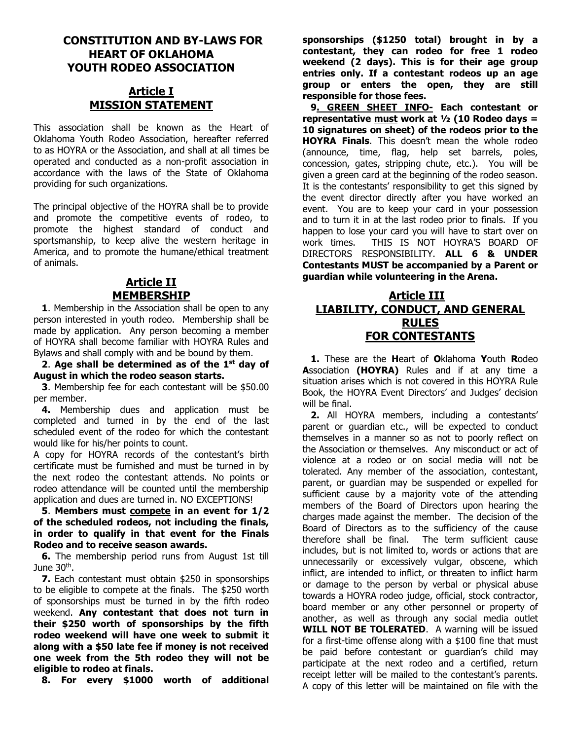# CONSTITUTION AND BY-LAWS FOR HEART OF OKLAHOMA YOUTH RODEO ASSOCIATION

## Article I
## MISSION STATEMENT

This association shall be known as the Heart of Oklahoma Youth Rodeo Association, hereafter referred to as HOYRA or the Association, and shall at all times be operated and conducted as a non-profit association in accordance with the laws of the State of Oklahoma providing for such organizations.

The principal objective of the HOYRA shall be to provide and promote the competitive events of rodeo, to promote the highest standard of conduct and sportsmanship, to keep alive the western heritage in America, and to promote the humane/ethical treatment of animals.

## Article II
## MEMBERSHIP

**1**. Membership in the Association shall be open to any person interested in youth rodeo. Membership shall be made by application. Any person becoming a member of HOYRA shall become familiar with HOYRA Rules and Bylaws and shall comply with and be bound by them.

**2**. **Age shall be determined as of the 1st day of August in which the rodeo season starts.**

**3**. Membership fee for each contestant will be $50.00 per member.

**4.** Membership dues and application must be completed and turned in by the end of the last scheduled event of the rodeo for which the contestant would like for his/her points to count.

A copy for HOYRA records of the contestant's birth certificate must be furnished and must be turned in by the next rodeo the contestant attends. No points or rodeo attendance will be counted until the membership application and dues are turned in. NO EXCEPTIONS!

**5**. **Members must compete in an event for 1/2 of the scheduled rodeos, not including the finals, in order to qualify in that event for the Finals Rodeo and to receive season awards.**

**6.** The membership period runs from August 1st till June 30th.

**7.** Each contestant must obtain $250 in sponsorships to be eligible to compete at the finals. The $250 worth of sponsorships must be turned in by the fifth rodeo weekend. **Any contestant that does not turn in their $250 worth of sponsorships by the fifth rodeo weekend will have one week to submit it along with a $50 late fee if money is not received one week from the 5th rodeo they will not be eligible to rodeo at finals.**

**8. For every $1000 worth of additional sponsorships ($1250 total) brought in by a contestant, they can rodeo for free 1 rodeo weekend (2 days). This is for their age group entries only. If a contestant rodeos up an age group or enters the open, they are still responsible for those fees.**

**9. GREEN SHEET INFO- Each contestant or representative must work at ½ (10 Rodeo days = 10 signatures on sheet) of the rodeos prior to the HOYRA Finals**. This doesn't mean the whole rodeo (announce, time, flag, help set barrels, poles, concession, gates, stripping chute, etc.). You will be given a green card at the beginning of the rodeo season. It is the contestants' responsibility to get this signed by the event director directly after you have worked an event. You are to keep your card in your possession and to turn it in at the last rodeo prior to finals. If you happen to lose your card you will have to start over on work times. THIS IS NOT HOYRA'S BOARD OF DIRECTORS RESPONSIBILITY. **ALL 6 & UNDER Contestants MUST be accompanied by a Parent or guardian while volunteering in the Arena.**

## Article III
## LIABILITY, CONDUCT, AND GENERAL RULES FOR CONTESTANTS

**1.** These are the **H**eart of **O**klahoma **Y**outh **R**odeo **A**ssociation **(HOYRA)** Rules and if at any time a situation arises which is not covered in this HOYRA Rule Book, the HOYRA Event Directors' and Judges' decision will be final.

**2.** All HOYRA members, including a contestants' parent or guardian etc., will be expected to conduct themselves in a manner so as not to poorly reflect on the Association or themselves. Any misconduct or act of violence at a rodeo or on social media will not be tolerated. Any member of the association, contestant, parent, or guardian may be suspended or expelled for sufficient cause by a majority vote of the attending members of the Board of Directors upon hearing the charges made against the member. The decision of the Board of Directors as to the sufficiency of the cause therefore shall be final. The term sufficient cause includes, but is not limited to, words or actions that are unnecessarily or excessively vulgar, obscene, which inflict, are intended to inflict, or threaten to inflict harm or damage to the person by verbal or physical abuse towards a HOYRA rodeo judge, official, stock contractor, board member or any other personnel or property of another, as well as through any social media outlet **WILL NOT BE TOLERATED**. A warning will be issued for a first-time offense along with a $100 fine that must be paid before contestant or guardian's child may participate at the next rodeo and a certified, return receipt letter will be mailed to the contestant's parents. A copy of this letter will be maintained on file with the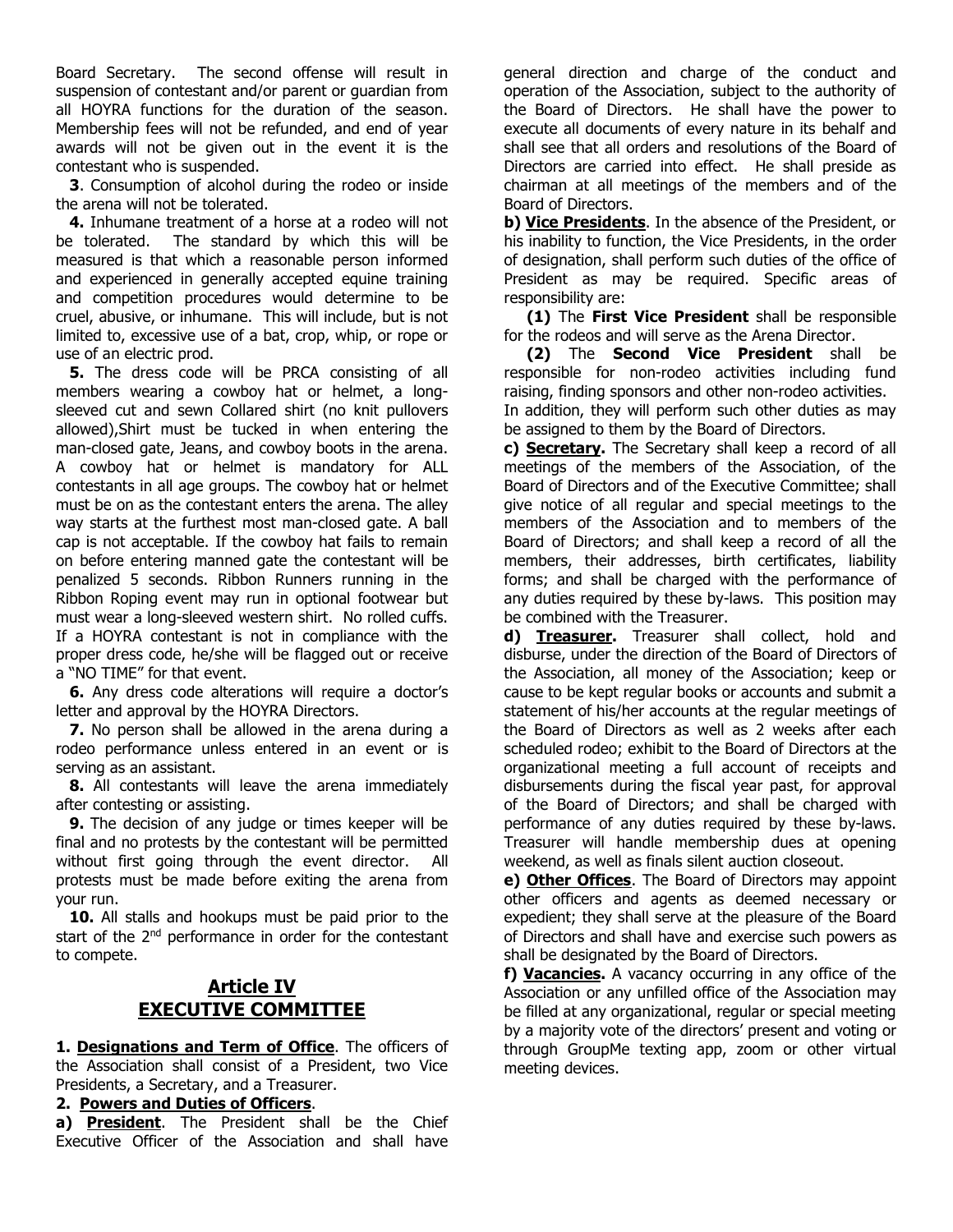Board Secretary. The second offense will result in suspension of contestant and/or parent or guardian from all HOYRA functions for the duration of the season. Membership fees will not be refunded, and end of year awards will not be given out in the event it is the contestant who is suspended.

**3**. Consumption of alcohol during the rodeo or inside the arena will not be tolerated.

**4.** Inhumane treatment of a horse at a rodeo will not be tolerated. The standard by which this will be measured is that which a reasonable person informed and experienced in generally accepted equine training and competition procedures would determine to be cruel, abusive, or inhumane. This will include, but is not limited to, excessive use of a bat, crop, whip, or rope or use of an electric prod.

**5.** The dress code will be PRCA consisting of all members wearing a cowboy hat or helmet, a long-sleeved cut and sewn Collared shirt (no knit pullovers allowed),Shirt must be tucked in when entering the man-closed gate, Jeans, and cowboy boots in the arena. A cowboy hat or helmet is mandatory for ALL contestants in all age groups. The cowboy hat or helmet must be on as the contestant enters the arena. The alley way starts at the furthest most man-closed gate. A ball cap is not acceptable. If the cowboy hat fails to remain on before entering manned gate the contestant will be penalized 5 seconds. Ribbon Runners running in the Ribbon Roping event may run in optional footwear but must wear a long-sleeved western shirt. No rolled cuffs. If a HOYRA contestant is not in compliance with the proper dress code, he/she will be flagged out or receive a "NO TIME" for that event.

**6.** Any dress code alterations will require a doctor's letter and approval by the HOYRA Directors.

**7.** No person shall be allowed in the arena during a rodeo performance unless entered in an event or is serving as an assistant.

**8.** All contestants will leave the arena immediately after contesting or assisting.

**9.** The decision of any judge or times keeper will be final and no protests by the contestant will be permitted without first going through the event director. All protests must be made before exiting the arena from your run.

**10.** All stalls and hookups must be paid prior to the start of the 2nd performance in order for the contestant to compete.

## Article IV
## EXECUTIVE COMMITTEE

**1. Designations and Term of Office**. The officers of the Association shall consist of a President, two Vice Presidents, a Secretary, and a Treasurer.

**2. Powers and Duties of Officers**.

**a) President**. The President shall be the Chief Executive Officer of the Association and shall have general direction and charge of the conduct and operation of the Association, subject to the authority of the Board of Directors. He shall have the power to execute all documents of every nature in its behalf and shall see that all orders and resolutions of the Board of Directors are carried into effect. He shall preside as chairman at all meetings of the members and of the Board of Directors.

**b) Vice Presidents**. In the absence of the President, or his inability to function, the Vice Presidents, in the order of designation, shall perform such duties of the office of President as may be required. Specific areas of responsibility are:

**(1)** The **First Vice President** shall be responsible for the rodeos and will serve as the Arena Director.

**(2)** The **Second Vice President** shall be responsible for non-rodeo activities including fund raising, finding sponsors and other non-rodeo activities.

In addition, they will perform such other duties as may be assigned to them by the Board of Directors.

**c) Secretary.** The Secretary shall keep a record of all meetings of the members of the Association, of the Board of Directors and of the Executive Committee; shall give notice of all regular and special meetings to the members of the Association and to members of the Board of Directors; and shall keep a record of all the members, their addresses, birth certificates, liability forms; and shall be charged with the performance of any duties required by these by-laws. This position may be combined with the Treasurer.

**d) Treasurer.** Treasurer shall collect, hold and disburse, under the direction of the Board of Directors of the Association, all money of the Association; keep or cause to be kept regular books or accounts and submit a statement of his/her accounts at the regular meetings of the Board of Directors as well as 2 weeks after each scheduled rodeo; exhibit to the Board of Directors at the organizational meeting a full account of receipts and disbursements during the fiscal year past, for approval of the Board of Directors; and shall be charged with performance of any duties required by these by-laws. Treasurer will handle membership dues at opening weekend, as well as finals silent auction closeout.

**e) Other Offices**. The Board of Directors may appoint other officers and agents as deemed necessary or expedient; they shall serve at the pleasure of the Board of Directors and shall have and exercise such powers as shall be designated by the Board of Directors.

**f) Vacancies.** A vacancy occurring in any office of the Association or any unfilled office of the Association may be filled at any organizational, regular or special meeting by a majority vote of the directors' present and voting or through GroupMe texting app, zoom or other virtual meeting devices.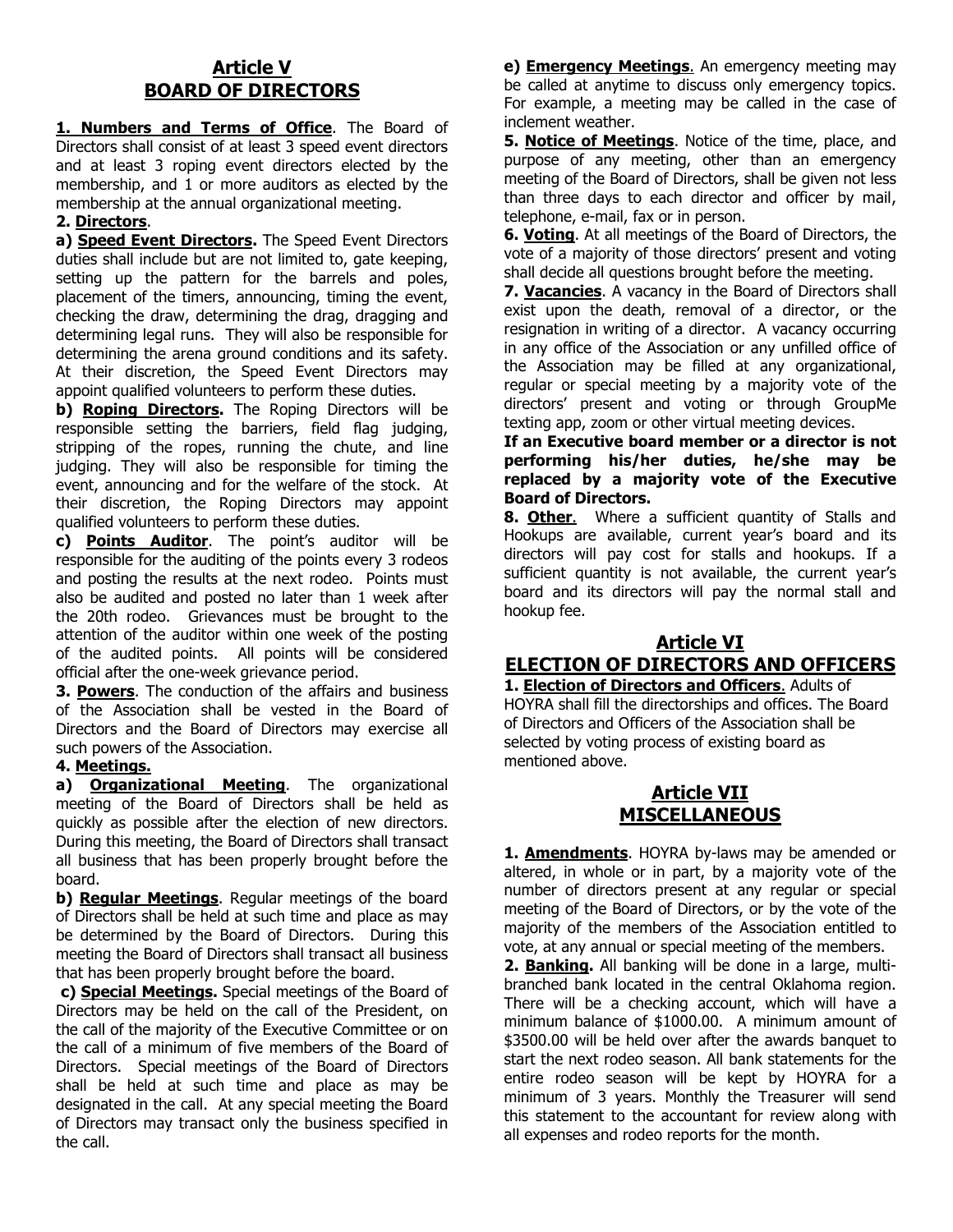## Article V
## BOARD OF DIRECTORS

**1. Numbers and Terms of Office**. The Board of Directors shall consist of at least 3 speed event directors and at least 3 roping event directors elected by the membership, and 1 or more auditors as elected by the membership at the annual organizational meeting.

**2. Directors**.

**a) Speed Event Directors.** The Speed Event Directors duties shall include but are not limited to, gate keeping, setting up the pattern for the barrels and poles, placement of the timers, announcing, timing the event, checking the draw, determining the drag, dragging and determining legal runs. They will also be responsible for determining the arena ground conditions and its safety. At their discretion, the Speed Event Directors may appoint qualified volunteers to perform these duties.

**b) Roping Directors.** The Roping Directors will be responsible setting the barriers, field flag judging, stripping of the ropes, running the chute, and line judging. They will also be responsible for timing the event, announcing and for the welfare of the stock. At their discretion, the Roping Directors may appoint qualified volunteers to perform these duties.

**c) Points Auditor**. The point's auditor will be responsible for the auditing of the points every 3 rodeos and posting the results at the next rodeo. Points must also be audited and posted no later than 1 week after the 20th rodeo. Grievances must be brought to the attention of the auditor within one week of the posting of the audited points. All points will be considered official after the one-week grievance period.

**3. Powers**. The conduction of the affairs and business of the Association shall be vested in the Board of Directors and the Board of Directors may exercise all such powers of the Association.

**4. Meetings.**

**a) Organizational Meeting**. The organizational meeting of the Board of Directors shall be held as quickly as possible after the election of new directors. During this meeting, the Board of Directors shall transact all business that has been properly brought before the board.

**b) Regular Meetings**. Regular meetings of the board of Directors shall be held at such time and place as may be determined by the Board of Directors. During this meeting the Board of Directors shall transact all business that has been properly brought before the board.

**c) Special Meetings.** Special meetings of the Board of Directors may be held on the call of the President, on the call of the majority of the Executive Committee or on the call of a minimum of five members of the Board of Directors. Special meetings of the Board of Directors shall be held at such time and place as may be designated in the call. At any special meeting the Board of Directors may transact only the business specified in the call.

**e) Emergency Meetings**. An emergency meeting may be called at anytime to discuss only emergency topics. For example, a meeting may be called in the case of inclement weather.

**5. Notice of Meetings**. Notice of the time, place, and purpose of any meeting, other than an emergency meeting of the Board of Directors, shall be given not less than three days to each director and officer by mail, telephone, e-mail, fax or in person.

**6. Voting**. At all meetings of the Board of Directors, the vote of a majority of those directors' present and voting shall decide all questions brought before the meeting.

**7. Vacancies**. A vacancy in the Board of Directors shall exist upon the death, removal of a director, or the resignation in writing of a director. A vacancy occurring in any office of the Association or any unfilled office of the Association may be filled at any organizational, regular or special meeting by a majority vote of the directors' present and voting or through GroupMe texting app, zoom or other virtual meeting devices.

**If an Executive board member or a director is not performing his/her duties, he/she may be replaced by a majority vote of the Executive Board of Directors.**

**8. Other**. Where a sufficient quantity of Stalls and Hookups are available, current year's board and its directors will pay cost for stalls and hookups. If a sufficient quantity is not available, the current year's board and its directors will pay the normal stall and hookup fee.

## Article VI
## ELECTION OF DIRECTORS AND OFFICERS

**1. Election of Directors and Officers**. Adults of HOYRA shall fill the directorships and offices. The Board of Directors and Officers of the Association shall be selected by voting process of existing board as mentioned above.

## Article VII
## MISCELLANEOUS

**1. Amendments**. HOYRA by-laws may be amended or altered, in whole or in part, by a majority vote of the number of directors present at any regular or special meeting of the Board of Directors, or by the vote of the majority of the members of the Association entitled to vote, at any annual or special meeting of the members.

**2. Banking.** All banking will be done in a large, multi-branched bank located in the central Oklahoma region. There will be a checking account, which will have a minimum balance of $1000.00. A minimum amount of $3500.00 will be held over after the awards banquet to start the next rodeo season. All bank statements for the entire rodeo season will be kept by HOYRA for a minimum of 3 years. Monthly the Treasurer will send this statement to the accountant for review along with all expenses and rodeo reports for the month.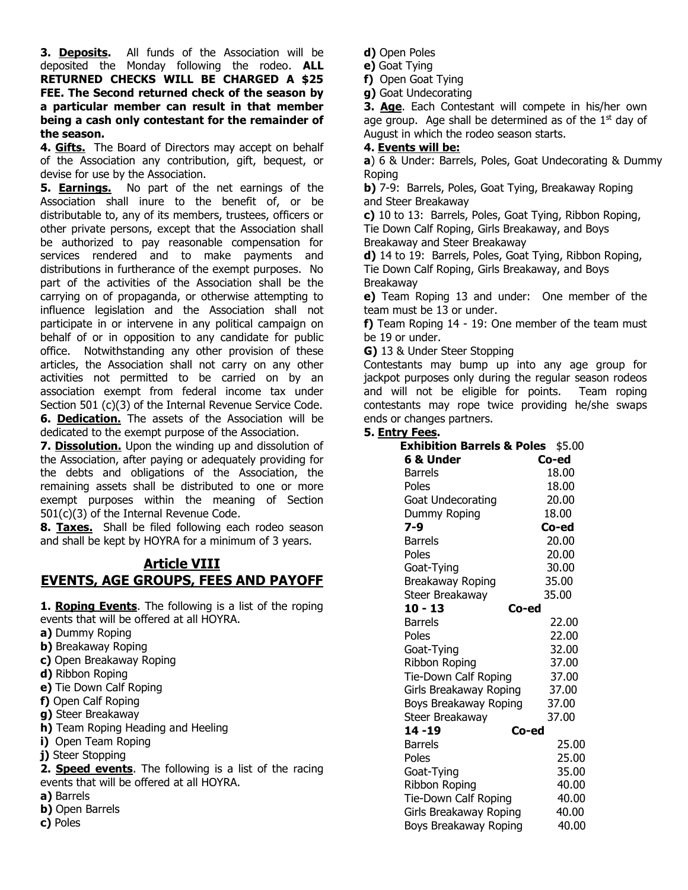**3. Deposits.** All funds of the Association will be deposited the Monday following the rodeo. **ALL RETURNED CHECKS WILL BE CHARGED A $25 FEE. The Second returned check of the season by a particular member can result in that member being a cash only contestant for the remainder of the season.**

**4. Gifts.** The Board of Directors may accept on behalf of the Association any contribution, gift, bequest, or devise for use by the Association.

**5. Earnings.** No part of the net earnings of the Association shall inure to the benefit of, or be distributable to, any of its members, trustees, officers or other private persons, except that the Association shall be authorized to pay reasonable compensation for services rendered and to make payments and distributions in furtherance of the exempt purposes. No part of the activities of the Association shall be the carrying on of propaganda, or otherwise attempting to influence legislation and the Association shall not participate in or intervene in any political campaign on behalf of or in opposition to any candidate for public office. Notwithstanding any other provision of these articles, the Association shall not carry on any other activities not permitted to be carried on by an association exempt from federal income tax under Section 501 (c)(3) of the Internal Revenue Service Code.

**6. Dedication.** The assets of the Association will be dedicated to the exempt purpose of the Association.

**7. Dissolution.** Upon the winding up and dissolution of the Association, after paying or adequately providing for the debts and obligations of the Association, the remaining assets shall be distributed to one or more exempt purposes within the meaning of Section 501(c)(3) of the Internal Revenue Code.

**8. Taxes.** Shall be filed following each rodeo season and shall be kept by HOYRA for a minimum of 3 years.

## Article VIII
## EVENTS, AGE GROUPS, FEES AND PAYOFF

**1. Roping Events**. The following is a list of the roping events that will be offered at all HOYRA.

**a)** Dummy Roping
**b)** Breakaway Roping
**c)** Open Breakaway Roping
**d)** Ribbon Roping
**e)** Tie Down Calf Roping
**f)** Open Calf Roping
**g)** Steer Breakaway
**h)** Team Roping Heading and Heeling
**i)** Open Team Roping
**j)** Steer Stopping

**2. Speed events**. The following is a list of the racing events that will be offered at all HOYRA.

**a)** Barrels
**b)** Open Barrels
**c)** Poles
**d)** Open Poles
**e)** Goat Tying
**f)** Open Goat Tying
**g)** Goat Undecorating

**3. Age**. Each Contestant will compete in his/her own age group. Age shall be determined as of the 1st day of August in which the rodeo season starts.

**4. Events will be:**

**a**) 6 & Under: Barrels, Poles, Goat Undecorating & Dummy Roping

**b)** 7-9: Barrels, Poles, Goat Tying, Breakaway Roping and Steer Breakaway

**c)** 10 to 13: Barrels, Poles, Goat Tying, Ribbon Roping, Tie Down Calf Roping, Girls Breakaway, and Boys Breakaway and Steer Breakaway

**d)** 14 to 19: Barrels, Poles, Goat Tying, Ribbon Roping, Tie Down Calf Roping, Girls Breakaway, and Boys Breakaway

**e)** Team Roping 13 and under: One member of the team must be 13 or under.

**f)** Team Roping 14 - 19: One member of the team must be 19 or under.

**G)** 13 & Under Steer Stopping

Contestants may bump up into any age group for jackpot purposes only during the regular season rodeos and will not be eligible for points. Team roping contestants may rope twice providing he/she swaps ends or changes partners.

**5. Entry Fees.**

| **Exhibition Barrels & Poles** | $5.00 |
|---|---|
| **6 & Under** | **Co-ed** |
| Barrels | 18.00 |
| Poles | 18.00 |
| Goat Undecorating | 20.00 |
| Dummy Roping | 18.00 |
| **7-9** | **Co-ed** |
| Barrels | 20.00 |
| Poles | 20.00 |
| Goat-Tying | 30.00 |
| Breakaway Roping | 35.00 |
| Steer Breakaway | 35.00 |
| **10 - 13** | **Co-ed** |
| Barrels | 22.00 |
| Poles | 22.00 |
| Goat-Tying | 32.00 |
| Ribbon Roping | 37.00 |
| Tie-Down Calf Roping | 37.00 |
| Girls Breakaway Roping | 37.00 |
| Boys Breakaway Roping | 37.00 |
| Steer Breakaway | 37.00 |
| **14 -19** | **Co-ed** |
| Barrels | 25.00 |
| Poles | 25.00 |
| Goat-Tying | 35.00 |
| Ribbon Roping | 40.00 |
| Tie-Down Calf Roping | 40.00 |
| Girls Breakaway Roping | 40.00 |
| Boys Breakaway Roping | 40.00 |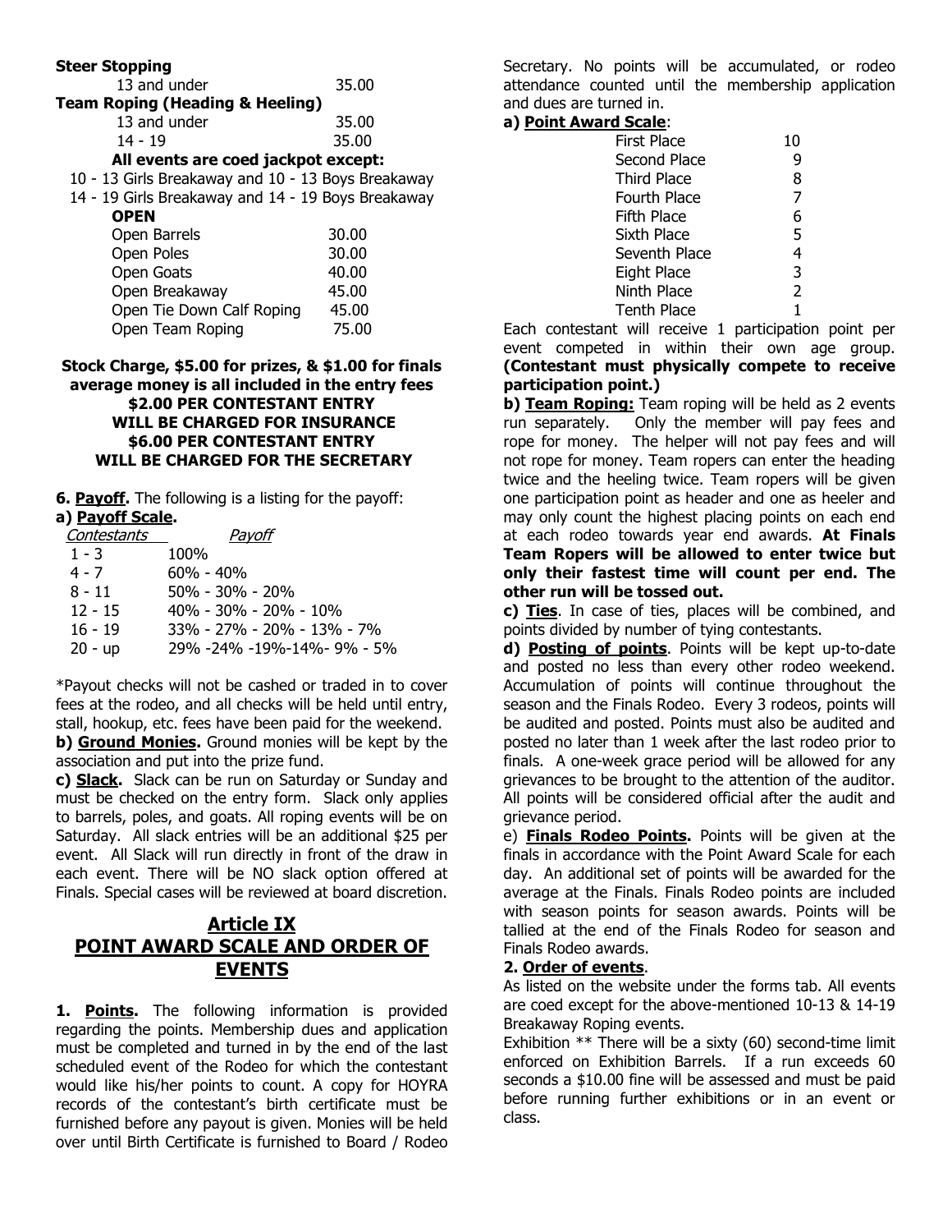**Steer Stopping**

| | |
|---|---|
| 13 and under | 35.00 |

**Team Roping (Heading & Heeling)**

| | |
|---|---|
| 13 and under | 35.00 |
| 14 - 19 | 35.00 |

**All events are coed jackpot except:**

10 - 13 Girls Breakaway and 10 - 13 Boys Breakaway
14 - 19 Girls Breakaway and 14 - 19 Boys Breakaway

**OPEN**

| | |
|---|---|
| Open Barrels | 30.00 |
| Open Poles | 30.00 |
| Open Goats | 40.00 |
| Open Breakaway | 45.00 |
| Open Tie Down Calf Roping | 45.00 |
| Open Team Roping | 75.00 |

**Stock Charge, $5.00 for prizes, & $1.00 for finals average money is all included in the entry fees**
**$2.00 PER CONTESTANT ENTRY WILL BE CHARGED FOR INSURANCE**
**$6.00 PER CONTESTANT ENTRY WILL BE CHARGED FOR THE SECRETARY**

**6. Payoff.** The following is a listing for the payoff:

**a) Payoff Scale.**

| *Contestants* | *Payoff* |
|---|---|
| 1 - 3 | 100% |
| 4 - 7 | 60% - 40% |
| 8 - 11 | 50% - 30% - 20% |
| 12 - 15 | 40% - 30% - 20% - 10% |
| 16 - 19 | 33% - 27% - 20% - 13% - 7% |
| 20 - up | 29% -24% -19%-14%- 9% - 5% |

*Payout checks will not be cashed or traded in to cover fees at the rodeo, and all checks will be held until entry, stall, hookup, etc. fees have been paid for the weekend.

**b) Ground Monies.** Ground monies will be kept by the association and put into the prize fund.

**c) Slack.** Slack can be run on Saturday or Sunday and must be checked on the entry form. Slack only applies to barrels, poles, and goats. All roping events will be on Saturday. All slack entries will be an additional $25 per event. All Slack will run directly in front of the draw in each event. There will be NO slack option offered at Finals. Special cases will be reviewed at board discretion.

## Article IX
## POINT AWARD SCALE AND ORDER OF EVENTS

**1. Points.** The following information is provided regarding the points. Membership dues and application must be completed and turned in by the end of the last scheduled event of the Rodeo for which the contestant would like his/her points to count. A copy for HOYRA records of the contestant's birth certificate must be furnished before any payout is given. Monies will be held over until Birth Certificate is furnished to Board / Rodeo Secretary. No points will be accumulated, or rodeo attendance counted until the membership application and dues are turned in.

**a) Point Award Scale**:

| | |
|---|---|
| First Place | 10 |
| Second Place | 9 |
| Third Place | 8 |
| Fourth Place | 7 |
| Fifth Place | 6 |
| Sixth Place | 5 |
| Seventh Place | 4 |
| Eight Place | 3 |
| Ninth Place | 2 |
| Tenth Place | 1 |

Each contestant will receive 1 participation point per event competed in within their own age group. **(Contestant must physically compete to receive participation point.)**

**b) Team Roping:** Team roping will be held as 2 events run separately. Only the member will pay fees and rope for money. The helper will not pay fees and will not rope for money. Team ropers can enter the heading twice and the heeling twice. Team ropers will be given one participation point as header and one as heeler and may only count the highest placing points on each end at each rodeo towards year end awards. **At Finals Team Ropers will be allowed to enter twice but only their fastest time will count per end. The other run will be tossed out.**

**c) Ties**. In case of ties, places will be combined, and points divided by number of tying contestants.

**d) Posting of points**. Points will be kept up-to-date and posted no less than every other rodeo weekend. Accumulation of points will continue throughout the season and the Finals Rodeo. Every 3 rodeos, points will be audited and posted. Points must also be audited and posted no later than 1 week after the last rodeo prior to finals. A one-week grace period will be allowed for any grievances to be brought to the attention of the auditor. All points will be considered official after the audit and grievance period.

e) **Finals Rodeo Points.** Points will be given at the finals in accordance with the Point Award Scale for each day. An additional set of points will be awarded for the average at the Finals. Finals Rodeo points are included with season points for season awards. Points will be tallied at the end of the Finals Rodeo for season and Finals Rodeo awards.

**2. Order of events**.

As listed on the website under the forms tab. All events are coed except for the above-mentioned 10-13 & 14-19 Breakaway Roping events.

Exhibition ** There will be a sixty (60) second-time limit enforced on Exhibition Barrels. If a run exceeds 60 seconds a $10.00 fine will be assessed and must be paid before running further exhibitions or in an event or class.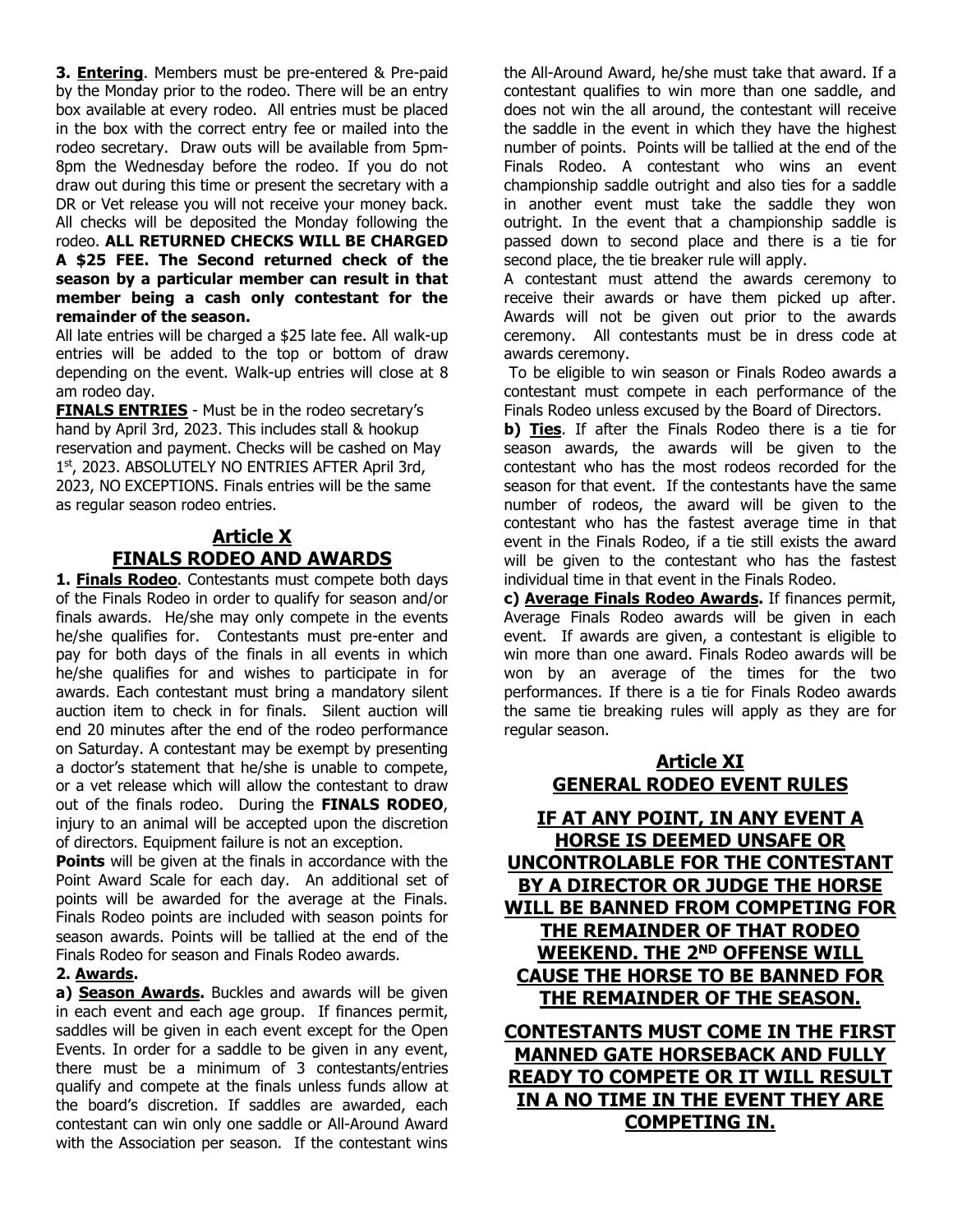**3. Entering**. Members must be pre-entered & Pre-paid by the Monday prior to the rodeo. There will be an entry box available at every rodeo. All entries must be placed in the box with the correct entry fee or mailed into the rodeo secretary. Draw outs will be available from 5pm-8pm the Wednesday before the rodeo. If you do not draw out during this time or present the secretary with a DR or Vet release you will not receive your money back. All checks will be deposited the Monday following the rodeo. **ALL RETURNED CHECKS WILL BE CHARGED A $25 FEE. The Second returned check of the season by a particular member can result in that member being a cash only contestant for the remainder of the season.**

All late entries will be charged a $25 late fee. All walk-up entries will be added to the top or bottom of draw depending on the event. Walk-up entries will close at 8 am rodeo day.

**FINALS ENTRIES** - Must be in the rodeo secretary's hand by April 3rd, 2023. This includes stall & hookup reservation and payment. Checks will be cashed on May 1st, 2023. ABSOLUTELY NO ENTRIES AFTER April 3rd, 2023, NO EXCEPTIONS. Finals entries will be the same as regular season rodeo entries.

## Article X
## FINALS RODEO AND AWARDS

**1. Finals Rodeo**. Contestants must compete both days of the Finals Rodeo in order to qualify for season and/or finals awards. He/she may only compete in the events he/she qualifies for. Contestants must pre-enter and pay for both days of the finals in all events in which he/she qualifies for and wishes to participate in for awards. Each contestant must bring a mandatory silent auction item to check in for finals. Silent auction will end 20 minutes after the end of the rodeo performance on Saturday. A contestant may be exempt by presenting a doctor's statement that he/she is unable to compete, or a vet release which will allow the contestant to draw out of the finals rodeo. During the **FINALS RODEO**, injury to an animal will be accepted upon the discretion of directors. Equipment failure is not an exception.

**Points** will be given at the finals in accordance with the Point Award Scale for each day. An additional set of points will be awarded for the average at the Finals. Finals Rodeo points are included with season points for season awards. Points will be tallied at the end of the Finals Rodeo for season and Finals Rodeo awards.

**2. Awards.**

**a) Season Awards.** Buckles and awards will be given in each event and each age group. If finances permit, saddles will be given in each event except for the Open Events. In order for a saddle to be given in any event, there must be a minimum of 3 contestants/entries qualify and compete at the finals unless funds allow at the board's discretion. If saddles are awarded, each contestant can win only one saddle or All-Around Award with the Association per season. If the contestant wins the All-Around Award, he/she must take that award. If a contestant qualifies to win more than one saddle, and does not win the all around, the contestant will receive the saddle in the event in which they have the highest number of points. Points will be tallied at the end of the Finals Rodeo. A contestant who wins an event championship saddle outright and also ties for a saddle in another event must take the saddle they won outright. In the event that a championship saddle is passed down to second place and there is a tie for second place, the tie breaker rule will apply.

A contestant must attend the awards ceremony to receive their awards or have them picked up after. Awards will not be given out prior to the awards ceremony. All contestants must be in dress code at awards ceremony.

To be eligible to win season or Finals Rodeo awards a contestant must compete in each performance of the Finals Rodeo unless excused by the Board of Directors.

**b) Ties**. If after the Finals Rodeo there is a tie for season awards, the awards will be given to the contestant who has the most rodeos recorded for the season for that event. If the contestants have the same number of rodeos, the award will be given to the contestant who has the fastest average time in that event in the Finals Rodeo, if a tie still exists the award will be given to the contestant who has the fastest individual time in that event in the Finals Rodeo.

**c) Average Finals Rodeo Awards.** If finances permit, Average Finals Rodeo awards will be given in each event. If awards are given, a contestant is eligible to win more than one award. Finals Rodeo awards will be won by an average of the times for the two performances. If there is a tie for Finals Rodeo awards the same tie breaking rules will apply as they are for regular season.

## Article XI
## GENERAL RODEO EVENT RULES

**IF AT ANY POINT, IN ANY EVENT A HORSE IS DEEMED UNSAFE OR UNCONTROLABLE FOR THE CONTESTANT BY A DIRECTOR OR JUDGE THE HORSE WILL BE BANNED FROM COMPETING FOR THE REMAINDER OF THAT RODEO WEEKEND. THE 2ND OFFENSE WILL CAUSE THE HORSE TO BE BANNED FOR THE REMAINDER OF THE SEASON.**

**CONTESTANTS MUST COME IN THE FIRST MANNED GATE HORSEBACK AND FULLY READY TO COMPETE OR IT WILL RESULT IN A NO TIME IN THE EVENT THEY ARE COMPETING IN.**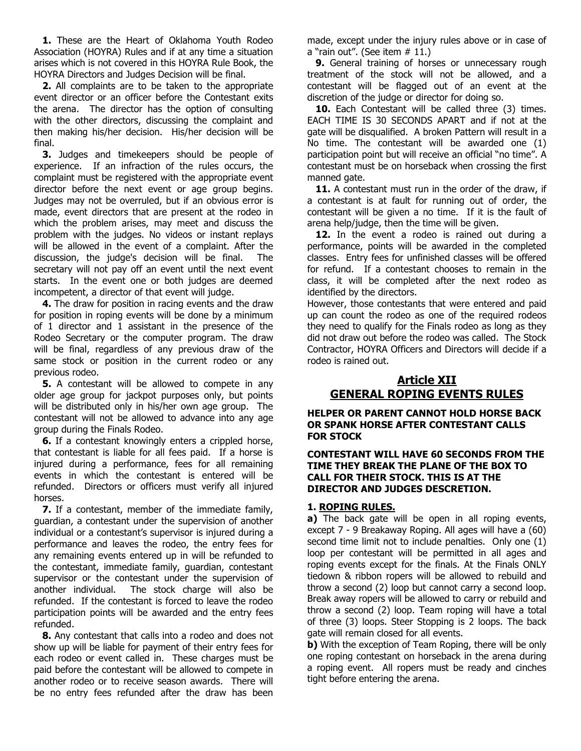**1.** These are the Heart of Oklahoma Youth Rodeo Association (HOYRA) Rules and if at any time a situation arises which is not covered in this HOYRA Rule Book, the HOYRA Directors and Judges Decision will be final.

**2.** All complaints are to be taken to the appropriate event director or an officer before the Contestant exits the arena. The director has the option of consulting with the other directors, discussing the complaint and then making his/her decision. His/her decision will be final.

**3.** Judges and timekeepers should be people of experience. If an infraction of the rules occurs, the complaint must be registered with the appropriate event director before the next event or age group begins. Judges may not be overruled, but if an obvious error is made, event directors that are present at the rodeo in which the problem arises, may meet and discuss the problem with the judges. No videos or instant replays will be allowed in the event of a complaint. After the discussion, the judge's decision will be final. The secretary will not pay off an event until the next event starts. In the event one or both judges are deemed incompetent, a director of that event will judge.

**4.** The draw for position in racing events and the draw for position in roping events will be done by a minimum of 1 director and 1 assistant in the presence of the Rodeo Secretary or the computer program. The draw will be final, regardless of any previous draw of the same stock or position in the current rodeo or any previous rodeo.

**5.** A contestant will be allowed to compete in any older age group for jackpot purposes only, but points will be distributed only in his/her own age group. The contestant will not be allowed to advance into any age group during the Finals Rodeo.

**6.** If a contestant knowingly enters a crippled horse, that contestant is liable for all fees paid. If a horse is injured during a performance, fees for all remaining events in which the contestant is entered will be refunded. Directors or officers must verify all injured horses.

**7.** If a contestant, member of the immediate family, guardian, a contestant under the supervision of another individual or a contestant's supervisor is injured during a performance and leaves the rodeo, the entry fees for any remaining events entered up in will be refunded to the contestant, immediate family, guardian, contestant supervisor or the contestant under the supervision of another individual. The stock charge will also be refunded. If the contestant is forced to leave the rodeo participation points will be awarded and the entry fees refunded.

**8.** Any contestant that calls into a rodeo and does not show up will be liable for payment of their entry fees for each rodeo or event called in. These charges must be paid before the contestant will be allowed to compete in another rodeo or to receive season awards. There will be no entry fees refunded after the draw has been made, except under the injury rules above or in case of a "rain out". (See item # 11.)

**9.** General training of horses or unnecessary rough treatment of the stock will not be allowed, and a contestant will be flagged out of an event at the discretion of the judge or director for doing so.

**10.** Each Contestant will be called three (3) times. EACH TIME IS 30 SECONDS APART and if not at the gate will be disqualified. A broken Pattern will result in a No time. The contestant will be awarded one (1) participation point but will receive an official "no time". A contestant must be on horseback when crossing the first manned gate.

**11.** A contestant must run in the order of the draw, if a contestant is at fault for running out of order, the contestant will be given a no time. If it is the fault of arena help/judge, then the time will be given.

**12.** In the event a rodeo is rained out during a performance, points will be awarded in the completed classes. Entry fees for unfinished classes will be offered for refund. If a contestant chooses to remain in the class, it will be completed after the next rodeo as identified by the directors.
However, those contestants that were entered and paid up can count the rodeo as one of the required rodeos they need to qualify for the Finals rodeo as long as they did not draw out before the rodeo was called. The Stock Contractor, HOYRA Officers and Directors will decide if a rodeo is rained out.

## Article XII
## GENERAL ROPING EVENTS RULES

**HELPER OR PARENT CANNOT HOLD HORSE BACK OR SPANK HORSE AFTER CONTESTANT CALLS FOR STOCK**

**CONTESTANT WILL HAVE 60 SECONDS FROM THE TIME THEY BREAK THE PLANE OF THE BOX TO CALL FOR THEIR STOCK. THIS IS AT THE DIRECTOR AND JUDGES DESCRETION.**

### 1. ROPING RULES.

**a)** The back gate will be open in all roping events, except 7 - 9 Breakaway Roping. All ages will have a (60) second time limit not to include penalties. Only one (1) loop per contestant will be permitted in all ages and roping events except for the finals. At the Finals ONLY tiedown & ribbon ropers will be allowed to rebuild and throw a second (2) loop but cannot carry a second loop. Break away ropers will be allowed to carry or rebuild and throw a second (2) loop. Team roping will have a total of three (3) loops. Steer Stopping is 2 loops. The back gate will remain closed for all events.

**b)** With the exception of Team Roping, there will be only one roping contestant on horseback in the arena during a roping event. All ropers must be ready and cinches tight before entering the arena.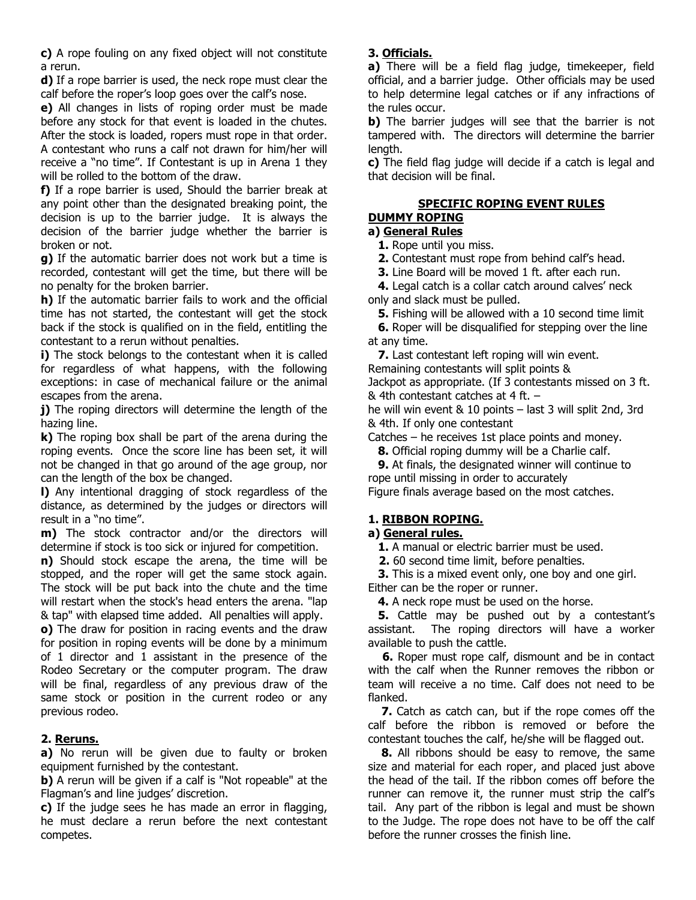**c)** A rope fouling on any fixed object will not constitute a rerun.

**d)** If a rope barrier is used, the neck rope must clear the calf before the roper's loop goes over the calf's nose.

**e)** All changes in lists of roping order must be made before any stock for that event is loaded in the chutes. After the stock is loaded, ropers must rope in that order. A contestant who runs a calf not drawn for him/her will receive a "no time". If Contestant is up in Arena 1 they will be rolled to the bottom of the draw.

**f)** If a rope barrier is used, Should the barrier break at any point other than the designated breaking point, the decision is up to the barrier judge. It is always the decision of the barrier judge whether the barrier is broken or not.

**g)** If the automatic barrier does not work but a time is recorded, contestant will get the time, but there will be no penalty for the broken barrier.

**h)** If the automatic barrier fails to work and the official time has not started, the contestant will get the stock back if the stock is qualified on in the field, entitling the contestant to a rerun without penalties.

**i)** The stock belongs to the contestant when it is called for regardless of what happens, with the following exceptions: in case of mechanical failure or the animal escapes from the arena.

**j)** The roping directors will determine the length of the hazing line.

**k)** The roping box shall be part of the arena during the roping events. Once the score line has been set, it will not be changed in that go around of the age group, nor can the length of the box be changed.

**l)** Any intentional dragging of stock regardless of the distance, as determined by the judges or directors will result in a "no time".

**m)** The stock contractor and/or the directors will determine if stock is too sick or injured for competition.

**n)** Should stock escape the arena, the time will be stopped, and the roper will get the same stock again. The stock will be put back into the chute and the time will restart when the stock's head enters the arena. "lap & tap" with elapsed time added. All penalties will apply.

**o)** The draw for position in racing events and the draw for position in roping events will be done by a minimum of 1 director and 1 assistant in the presence of the Rodeo Secretary or the computer program. The draw will be final, regardless of any previous draw of the same stock or position in the current rodeo or any previous rodeo.

**2. Reruns.**

**a)** No rerun will be given due to faulty or broken equipment furnished by the contestant.

**b)** A rerun will be given if a calf is "Not ropeable" at the Flagman's and line judges' discretion.

**c)** If the judge sees he has made an error in flagging, he must declare a rerun before the next contestant competes.

**3. Officials.**

**a)** There will be a field flag judge, timekeeper, field official, and a barrier judge. Other officials may be used to help determine legal catches or if any infractions of the rules occur.

**b)** The barrier judges will see that the barrier is not tampered with. The directors will determine the barrier length.

**c)** The field flag judge will decide if a catch is legal and that decision will be final.

## SPECIFIC ROPING EVENT RULES

### DUMMY ROPING

**a) General Rules**

1. Rope until you miss.
2. Contestant must rope from behind calf's head.
3. Line Board will be moved 1 ft. after each run.
4. Legal catch is a collar catch around calves' neck only and slack must be pulled.
5. Fishing will be allowed with a 10 second time limit
6. Roper will be disqualified for stepping over the line at any time.
7. Last contestant left roping will win event. Remaining contestants will split points & Jackpot as appropriate. (If 3 contestants missed on 3 ft. & 4th contestant catches at 4 ft. – he will win event & 10 points – last 3 will split 2nd, 3rd & 4th. If only one contestant Catches – he receives 1st place points and money.
8. Official roping dummy will be a Charlie calf.
9. At finals, the designated winner will continue to rope until missing in order to accurately Figure finals average based on the most catches.

### 1. RIBBON ROPING.

**a) General rules.**

1. A manual or electric barrier must be used.
2. 60 second time limit, before penalties.
3. This is a mixed event only, one boy and one girl. Either can be the roper or runner.
4. A neck rope must be used on the horse.
5. Cattle may be pushed out by a contestant's assistant. The roping directors will have a worker available to push the cattle.
6. Roper must rope calf, dismount and be in contact with the calf when the Runner removes the ribbon or team will receive a no time. Calf does not need to be flanked.
7. Catch as catch can, but if the rope comes off the calf before the ribbon is removed or before the contestant touches the calf, he/she will be flagged out.
8. All ribbons should be easy to remove, the same size and material for each roper, and placed just above the head of the tail. If the ribbon comes off before the runner can remove it, the runner must strip the calf's tail. Any part of the ribbon is legal and must be shown to the Judge. The rope does not have to be off the calf before the runner crosses the finish line.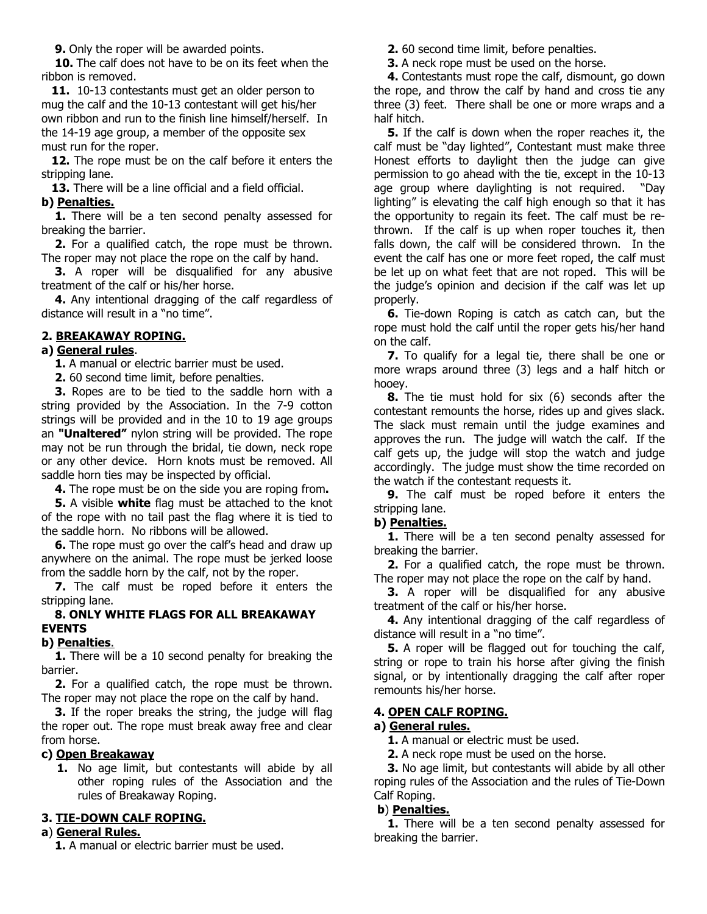**9.** Only the roper will be awarded points.

**10.** The calf does not have to be on its feet when the ribbon is removed.

**11.** 10-13 contestants must get an older person to mug the calf and the 10-13 contestant will get his/her own ribbon and run to the finish line himself/herself. In the 14-19 age group, a member of the opposite sex must run for the roper.

**12.** The rope must be on the calf before it enters the stripping lane.

**13.** There will be a line official and a field official.

**b) <u>Penalties.</u>**

**1.** There will be a ten second penalty assessed for breaking the barrier.

**2.** For a qualified catch, the rope must be thrown. The roper may not place the rope on the calf by hand.

**3.** A roper will be disqualified for any abusive treatment of the calf or his/her horse.

**4.** Any intentional dragging of the calf regardless of distance will result in a "no time".

### 2. <u>BREAKAWAY ROPING.</u>

**a) <u>General rules</u>**.

**1.** A manual or electric barrier must be used.

**2.** 60 second time limit, before penalties.

**3.** Ropes are to be tied to the saddle horn with a string provided by the Association. In the 7-9 cotton strings will be provided and in the 10 to 19 age groups an **"Unaltered"** nylon string will be provided. The rope may not be run through the bridal, tie down, neck rope or any other device. Horn knots must be removed. All saddle horn ties may be inspected by official.

**4.** The rope must be on the side you are roping from**.**

**5.** A visible **white** flag must be attached to the knot of the rope with no tail past the flag where it is tied to the saddle horn. No ribbons will be allowed.

**6.** The rope must go over the calf's head and draw up anywhere on the animal. The rope must be jerked loose from the saddle horn by the calf, not by the roper.

**7.** The calf must be roped before it enters the stripping lane.

**8. ONLY WHITE FLAGS FOR ALL BREAKAWAY EVENTS**

**b) <u>Penalties</u>**.

**1.** There will be a 10 second penalty for breaking the barrier.

**2.** For a qualified catch, the rope must be thrown. The roper may not place the rope on the calf by hand.

**3.** If the roper breaks the string, the judge will flag the roper out. The rope must break away free and clear from horse.

**c) <u>Open Breakaway</u>**

1. No age limit, but contestants will abide by all other roping rules of the Association and the rules of Breakaway Roping.

### 3. <u>TIE-DOWN CALF ROPING.</u>

**a**) **<u>General Rules.</u>**

**1.** A manual or electric barrier must be used.

**2.** 60 second time limit, before penalties.

**3.** A neck rope must be used on the horse.

**4.** Contestants must rope the calf, dismount, go down the rope, and throw the calf by hand and cross tie any three (3) feet. There shall be one or more wraps and a half hitch.

**5.** If the calf is down when the roper reaches it, the calf must be "day lighted", Contestant must make three Honest efforts to daylight then the judge can give permission to go ahead with the tie, except in the 10-13 age group where daylighting is not required. "Day lighting" is elevating the calf high enough so that it has the opportunity to regain its feet. The calf must be re-thrown. If the calf is up when roper touches it, then falls down, the calf will be considered thrown. In the event the calf has one or more feet roped, the calf must be let up on what feet that are not roped. This will be the judge's opinion and decision if the calf was let up properly.

**6.** Tie-down Roping is catch as catch can, but the rope must hold the calf until the roper gets his/her hand on the calf.

**7.** To qualify for a legal tie, there shall be one or more wraps around three (3) legs and a half hitch or hooey.

**8.** The tie must hold for six (6) seconds after the contestant remounts the horse, rides up and gives slack. The slack must remain until the judge examines and approves the run. The judge will watch the calf. If the calf gets up, the judge will stop the watch and judge accordingly. The judge must show the time recorded on the watch if the contestant requests it.

**9.** The calf must be roped before it enters the stripping lane.

**b) <u>Penalties.</u>**

**1.** There will be a ten second penalty assessed for breaking the barrier.

**2.** For a qualified catch, the rope must be thrown. The roper may not place the rope on the calf by hand.

**3.** A roper will be disqualified for any abusive treatment of the calf or his/her horse.

**4.** Any intentional dragging of the calf regardless of distance will result in a "no time".

**5.** A roper will be flagged out for touching the calf, string or rope to train his horse after giving the finish signal, or by intentionally dragging the calf after roper remounts his/her horse.

### 4. <u>OPEN CALF ROPING.</u>

**a) <u>General rules.</u>**

**1.** A manual or electric must be used.

**2.** A neck rope must be used on the horse.

**3.** No age limit, but contestants will abide by all other roping rules of the Association and the rules of Tie-Down Calf Roping.

**b**) **<u>Penalties.</u>**

**1.** There will be a ten second penalty assessed for breaking the barrier.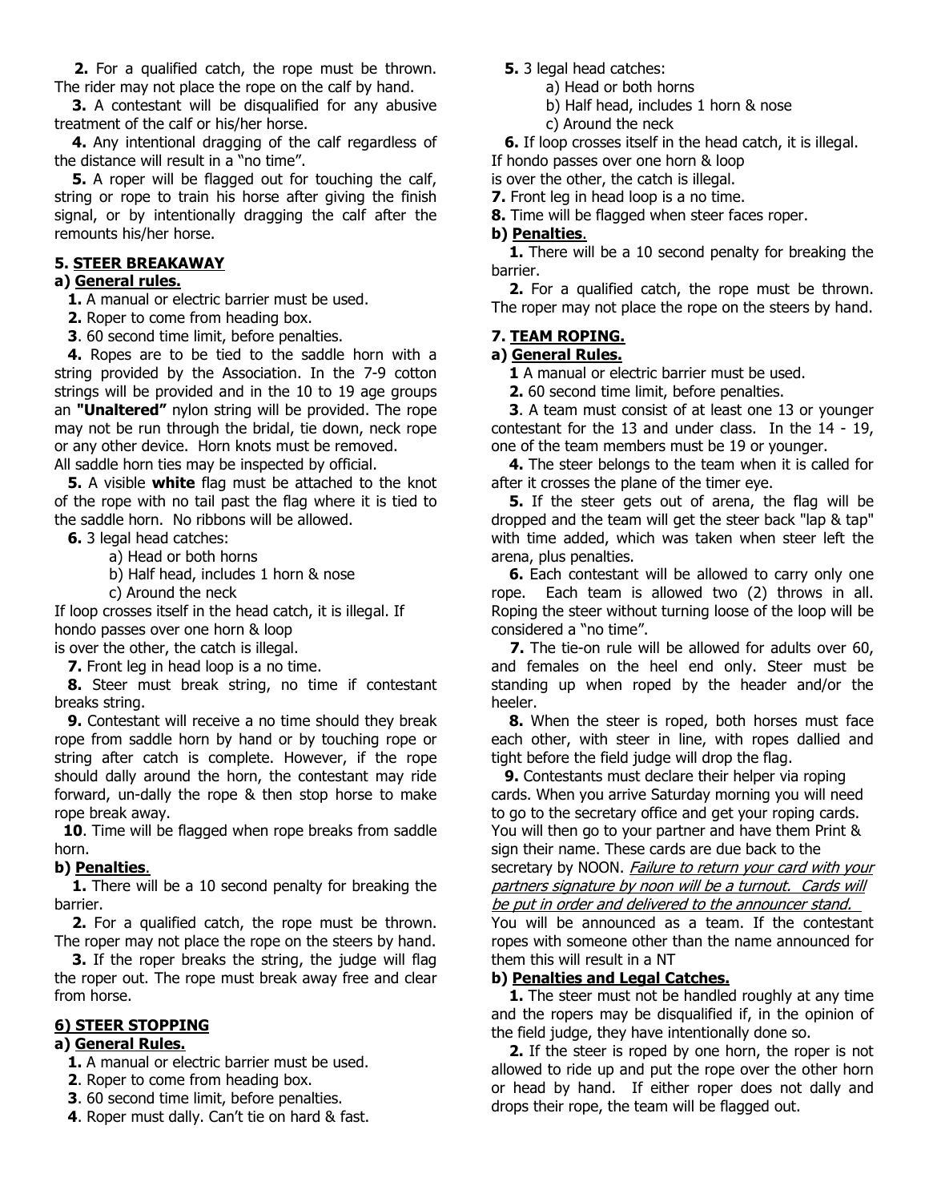**2.** For a qualified catch, the rope must be thrown. The rider may not place the rope on the calf by hand.

**3.** A contestant will be disqualified for any abusive treatment of the calf or his/her horse.

**4.** Any intentional dragging of the calf regardless of the distance will result in a "no time".

**5.** A roper will be flagged out for touching the calf, string or rope to train his horse after giving the finish signal, or by intentionally dragging the calf after the remounts his/her horse.

### 5. <u>STEER BREAKAWAY</u>

#### a) <u>General rules.</u>

**1.** A manual or electric barrier must be used.

**2.** Roper to come from heading box.

**3**. 60 second time limit, before penalties.

**4.** Ropes are to be tied to the saddle horn with a string provided by the Association. In the 7-9 cotton strings will be provided and in the 10 to 19 age groups an **"Unaltered"** nylon string will be provided. The rope may not be run through the bridal, tie down, neck rope or any other device. Horn knots must be removed.
All saddle horn ties may be inspected by official.

**5.** A visible **white** flag must be attached to the knot of the rope with no tail past the flag where it is tied to the saddle horn. No ribbons will be allowed.

**6.** 3 legal head catches:

a) Head or both horns
b) Half head, includes 1 horn & nose
c) Around the neck

If loop crosses itself in the head catch, it is illegal. If hondo passes over one horn & loop
is over the other, the catch is illegal.

**7.** Front leg in head loop is a no time.

**8.** Steer must break string, no time if contestant breaks string.

**9.** Contestant will receive a no time should they break rope from saddle horn by hand or by touching rope or string after catch is complete. However, if the rope should dally around the horn, the contestant may ride forward, un-dally the rope & then stop horse to make rope break away.

**10**. Time will be flagged when rope breaks from saddle horn.

#### b) <u>Penalties</u>.

**1.** There will be a 10 second penalty for breaking the barrier.

**2.** For a qualified catch, the rope must be thrown. The roper may not place the rope on the steers by hand.

**3.** If the roper breaks the string, the judge will flag the roper out. The rope must break away free and clear from horse.

### <u>6) STEER STOPPING</u>

#### a) <u>General Rules.</u>

**1.** A manual or electric barrier must be used.

**2**. Roper to come from heading box.

**3**. 60 second time limit, before penalties.

**4**. Roper must dally. Can't tie on hard & fast.

**5.** 3 legal head catches:

a) Head or both horns
b) Half head, includes 1 horn & nose
c) Around the neck

**6.** If loop crosses itself in the head catch, it is illegal. If hondo passes over one horn & loop
is over the other, the catch is illegal.

**7.** Front leg in head loop is a no time.

**8.** Time will be flagged when steer faces roper.

#### b) <u>Penalties</u>.

**1.** There will be a 10 second penalty for breaking the barrier.

**2.** For a qualified catch, the rope must be thrown. The roper may not place the rope on the steers by hand.

### 7. <u>TEAM ROPING.</u>

#### a) <u>General Rules.</u>

**1** A manual or electric barrier must be used.

**2.** 60 second time limit, before penalties.

**3**. A team must consist of at least one 13 or younger contestant for the 13 and under class. In the 14 - 19, one of the team members must be 19 or younger.

**4.** The steer belongs to the team when it is called for after it crosses the plane of the timer eye.

**5.** If the steer gets out of arena, the flag will be dropped and the team will get the steer back "lap & tap" with time added, which was taken when steer left the arena, plus penalties.

**6.** Each contestant will be allowed to carry only one rope. Each team is allowed two (2) throws in all. Roping the steer without turning loose of the loop will be considered a "no time".

**7.** The tie-on rule will be allowed for adults over 60, and females on the heel end only. Steer must be standing up when roped by the header and/or the heeler.

**8.** When the steer is roped, both horses must face each other, with steer in line, with ropes dallied and tight before the field judge will drop the flag.

**9.** Contestants must declare their helper via roping cards. When you arrive Saturday morning you will need to go to the secretary office and get your roping cards. You will then go to your partner and have them Print & sign their name. These cards are due back to the secretary by NOON. <u>*Failure to return your card with your partners signature by noon will be a turnout. Cards will be put in order and delivered to the announcer stand.*</u>
You will be announced as a team. If the contestant ropes with someone other than the name announced for them this will result in a NT

#### b) <u>Penalties and Legal Catches.</u>

**1.** The steer must not be handled roughly at any time and the ropers may be disqualified if, in the opinion of the field judge, they have intentionally done so.

**2.** If the steer is roped by one horn, the roper is not allowed to ride up and put the rope over the other horn or head by hand. If either roper does not dally and drops their rope, the team will be flagged out.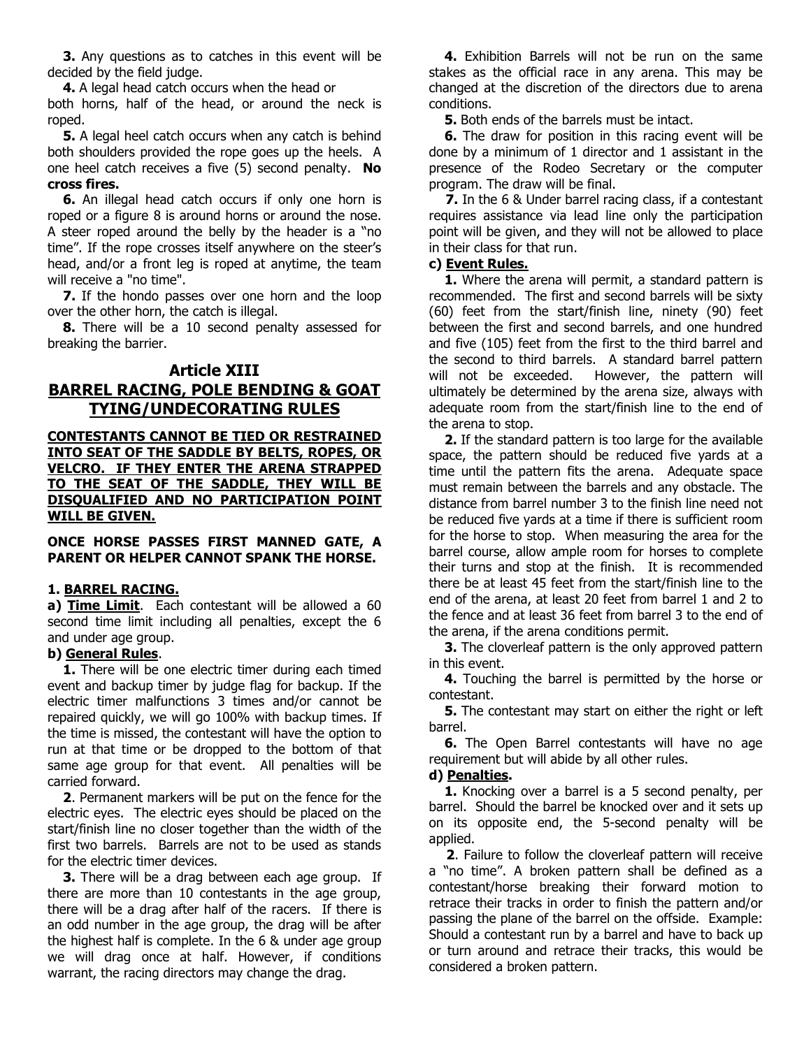**3.** Any questions as to catches in this event will be decided by the field judge.

**4.** A legal head catch occurs when the head or both horns, half of the head, or around the neck is roped.

**5.** A legal heel catch occurs when any catch is behind both shoulders provided the rope goes up the heels. A one heel catch receives a five (5) second penalty. **No cross fires.**

**6.** An illegal head catch occurs if only one horn is roped or a figure 8 is around horns or around the nose. A steer roped around the belly by the header is a "no time". If the rope crosses itself anywhere on the steer's head, and/or a front leg is roped at anytime, the team will receive a "no time".

**7.** If the hondo passes over one horn and the loop over the other horn, the catch is illegal.

**8.** There will be a 10 second penalty assessed for breaking the barrier.

## Article XIII
## BARREL RACING, POLE BENDING & GOAT TYING/UNDECORATING RULES

**CONTESTANTS CANNOT BE TIED OR RESTRAINED INTO SEAT OF THE SADDLE BY BELTS, ROPES, OR VELCRO. IF THEY ENTER THE ARENA STRAPPED TO THE SEAT OF THE SADDLE, THEY WILL BE DISQUALIFIED AND NO PARTICIPATION POINT WILL BE GIVEN.**

**ONCE HORSE PASSES FIRST MANNED GATE, A PARENT OR HELPER CANNOT SPANK THE HORSE.**

### 1. BARREL RACING.

**a) Time Limit**. Each contestant will be allowed a 60 second time limit including all penalties, except the 6 and under age group.

**b) General Rules**.

**1.** There will be one electric timer during each timed event and backup timer by judge flag for backup. If the electric timer malfunctions 3 times and/or cannot be repaired quickly, we will go 100% with backup times. If the time is missed, the contestant will have the option to run at that time or be dropped to the bottom of that same age group for that event. All penalties will be carried forward.

**2**. Permanent markers will be put on the fence for the electric eyes. The electric eyes should be placed on the start/finish line no closer together than the width of the first two barrels. Barrels are not to be used as stands for the electric timer devices.

**3.** There will be a drag between each age group. If there are more than 10 contestants in the age group, there will be a drag after half of the racers. If there is an odd number in the age group, the drag will be after the highest half is complete. In the 6 & under age group we will drag once at half. However, if conditions warrant, the racing directors may change the drag.

**4.** Exhibition Barrels will not be run on the same stakes as the official race in any arena. This may be changed at the discretion of the directors due to arena conditions.

**5.** Both ends of the barrels must be intact.

**6.** The draw for position in this racing event will be done by a minimum of 1 director and 1 assistant in the presence of the Rodeo Secretary or the computer program. The draw will be final.

**7.** In the 6 & Under barrel racing class, if a contestant requires assistance via lead line only the participation point will be given, and they will not be allowed to place in their class for that run.

**c) Event Rules.**

**1.** Where the arena will permit, a standard pattern is recommended. The first and second barrels will be sixty (60) feet from the start/finish line, ninety (90) feet between the first and second barrels, and one hundred and five (105) feet from the first to the third barrel and the second to third barrels. A standard barrel pattern will not be exceeded. However, the pattern will ultimately be determined by the arena size, always with adequate room from the start/finish line to the end of the arena to stop.

**2.** If the standard pattern is too large for the available space, the pattern should be reduced five yards at a time until the pattern fits the arena. Adequate space must remain between the barrels and any obstacle. The distance from barrel number 3 to the finish line need not be reduced five yards at a time if there is sufficient room for the horse to stop. When measuring the area for the barrel course, allow ample room for horses to complete their turns and stop at the finish. It is recommended there be at least 45 feet from the start/finish line to the end of the arena, at least 20 feet from barrel 1 and 2 to the fence and at least 36 feet from barrel 3 to the end of the arena, if the arena conditions permit.

**3.** The cloverleaf pattern is the only approved pattern in this event.

**4.** Touching the barrel is permitted by the horse or contestant.

**5.** The contestant may start on either the right or left barrel.

**6.** The Open Barrel contestants will have no age requirement but will abide by all other rules.

**d) Penalties.**

**1.** Knocking over a barrel is a 5 second penalty, per barrel. Should the barrel be knocked over and it sets up on its opposite end, the 5-second penalty will be applied.

**2**. Failure to follow the cloverleaf pattern will receive a "no time". A broken pattern shall be defined as a contestant/horse breaking their forward motion to retrace their tracks in order to finish the pattern and/or passing the plane of the barrel on the offside. Example: Should a contestant run by a barrel and have to back up or turn around and retrace their tracks, this would be considered a broken pattern.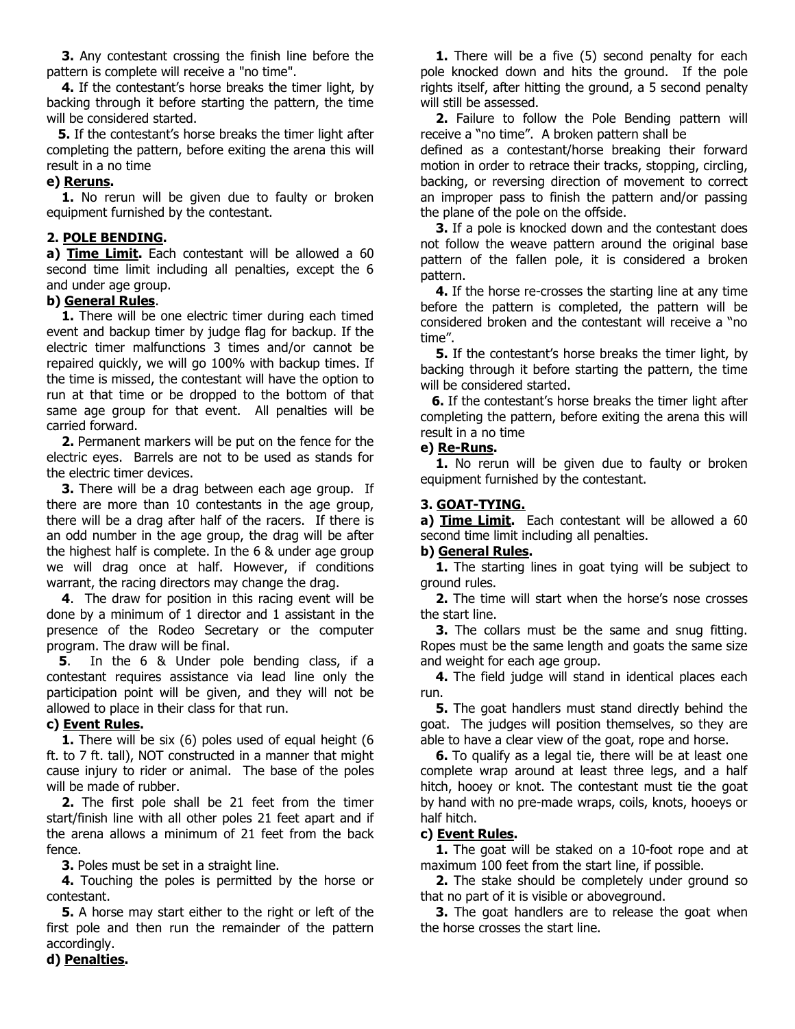**3.** Any contestant crossing the finish line before the pattern is complete will receive a "no time".

**4.** If the contestant's horse breaks the timer light, by backing through it before starting the pattern, the time will be considered started.

**5.** If the contestant's horse breaks the timer light after completing the pattern, before exiting the arena this will result in a no time

**e) Reruns.**

**1.** No rerun will be given due to faulty or broken equipment furnished by the contestant.

## 2. POLE BENDING.

**a) Time Limit.** Each contestant will be allowed a 60 second time limit including all penalties, except the 6 and under age group.

**b) General Rules**.

**1.** There will be one electric timer during each timed event and backup timer by judge flag for backup. If the electric timer malfunctions 3 times and/or cannot be repaired quickly, we will go 100% with backup times. If the time is missed, the contestant will have the option to run at that time or be dropped to the bottom of that same age group for that event. All penalties will be carried forward.

**2.** Permanent markers will be put on the fence for the electric eyes. Barrels are not to be used as stands for the electric timer devices.

**3.** There will be a drag between each age group. If there are more than 10 contestants in the age group, there will be a drag after half of the racers. If there is an odd number in the age group, the drag will be after the highest half is complete. In the 6 & under age group we will drag once at half. However, if conditions warrant, the racing directors may change the drag.

**4**. The draw for position in this racing event will be done by a minimum of 1 director and 1 assistant in the presence of the Rodeo Secretary or the computer program. The draw will be final.

**5**. In the 6 & Under pole bending class, if a contestant requires assistance via lead line only the participation point will be given, and they will not be allowed to place in their class for that run.

**c) Event Rules.**

**1.** There will be six (6) poles used of equal height (6 ft. to 7 ft. tall), NOT constructed in a manner that might cause injury to rider or animal. The base of the poles will be made of rubber.

**2.** The first pole shall be 21 feet from the timer start/finish line with all other poles 21 feet apart and if the arena allows a minimum of 21 feet from the back fence.

**3.** Poles must be set in a straight line.

**4.** Touching the poles is permitted by the horse or contestant.

**5.** A horse may start either to the right or left of the first pole and then run the remainder of the pattern accordingly.

**d) Penalties.**

**1.** There will be a five (5) second penalty for each pole knocked down and hits the ground. If the pole rights itself, after hitting the ground, a 5 second penalty will still be assessed.

**2.** Failure to follow the Pole Bending pattern will receive a "no time". A broken pattern shall be defined as a contestant/horse breaking their forward motion in order to retrace their tracks, stopping, circling, backing, or reversing direction of movement to correct an improper pass to finish the pattern and/or passing the plane of the pole on the offside.

**3.** If a pole is knocked down and the contestant does not follow the weave pattern around the original base pattern of the fallen pole, it is considered a broken pattern.

**4.** If the horse re-crosses the starting line at any time before the pattern is completed, the pattern will be considered broken and the contestant will receive a "no time".

**5.** If the contestant's horse breaks the timer light, by backing through it before starting the pattern, the time will be considered started.

**6.** If the contestant's horse breaks the timer light after completing the pattern, before exiting the arena this will result in a no time

**e) Re-Runs.**

**1.** No rerun will be given due to faulty or broken equipment furnished by the contestant.

## 3. GOAT-TYING.

**a) Time Limit.** Each contestant will be allowed a 60 second time limit including all penalties.

**b) General Rules.**

**1.** The starting lines in goat tying will be subject to ground rules.

**2.** The time will start when the horse's nose crosses the start line.

**3.** The collars must be the same and snug fitting. Ropes must be the same length and goats the same size and weight for each age group.

**4.** The field judge will stand in identical places each run.

**5.** The goat handlers must stand directly behind the goat. The judges will position themselves, so they are able to have a clear view of the goat, rope and horse.

**6.** To qualify as a legal tie, there will be at least one complete wrap around at least three legs, and a half hitch, hooey or knot. The contestant must tie the goat by hand with no pre-made wraps, coils, knots, hooeys or half hitch.

**c) Event Rules.**

**1.** The goat will be staked on a 10-foot rope and at maximum 100 feet from the start line, if possible.

**2.** The stake should be completely under ground so that no part of it is visible or aboveground.

**3.** The goat handlers are to release the goat when the horse crosses the start line.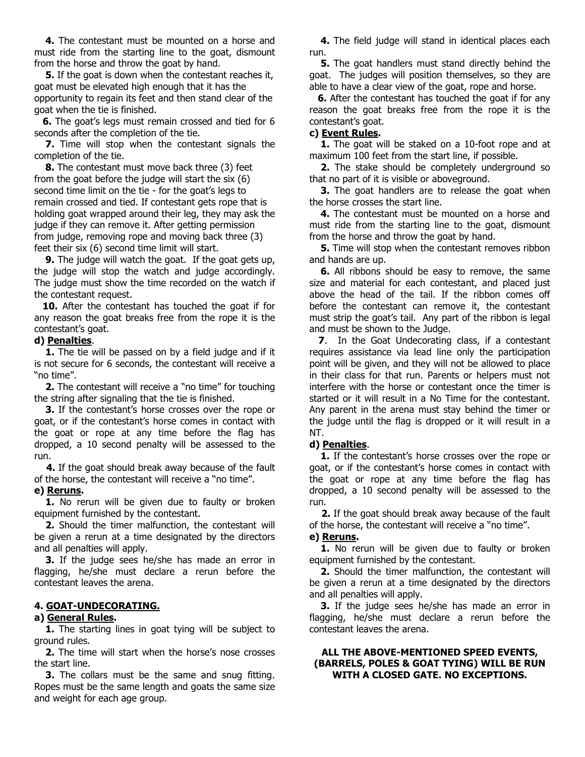**4.** The contestant must be mounted on a horse and must ride from the starting line to the goat, dismount from the horse and throw the goat by hand.

**5.** If the goat is down when the contestant reaches it, goat must be elevated high enough that it has the opportunity to regain its feet and then stand clear of the goat when the tie is finished.

**6.** The goat's legs must remain crossed and tied for 6 seconds after the completion of the tie.

**7.** Time will stop when the contestant signals the completion of the tie.

**8.** The contestant must move back three (3) feet from the goat before the judge will start the six (6) second time limit on the tie - for the goat's legs to remain crossed and tied. If contestant gets rope that is holding goat wrapped around their leg, they may ask the judge if they can remove it. After getting permission from judge, removing rope and moving back three (3) feet their six (6) second time limit will start.

**9.** The judge will watch the goat. If the goat gets up, the judge will stop the watch and judge accordingly. The judge must show the time recorded on the watch if the contestant request.

**10.** After the contestant has touched the goat if for any reason the goat breaks free from the rope it is the contestant's goat.

**d) Penalties**.

**1.** The tie will be passed on by a field judge and if it is not secure for 6 seconds, the contestant will receive a "no time".

**2.** The contestant will receive a "no time" for touching the string after signaling that the tie is finished.

**3.** If the contestant's horse crosses over the rope or goat, or if the contestant's horse comes in contact with the goat or rope at any time before the flag has dropped, a 10 second penalty will be assessed to the run.

**4.** If the goat should break away because of the fault of the horse, the contestant will receive a "no time".

**e) Reruns.**

**1.** No rerun will be given due to faulty or broken equipment furnished by the contestant.

**2.** Should the timer malfunction, the contestant will be given a rerun at a time designated by the directors and all penalties will apply.

**3.** If the judge sees he/she has made an error in flagging, he/she must declare a rerun before the contestant leaves the arena.

## 4. GOAT-UNDECORATING.

**a) General Rules.**

**1.** The starting lines in goat tying will be subject to ground rules.

**2.** The time will start when the horse's nose crosses the start line.

**3.** The collars must be the same and snug fitting. Ropes must be the same length and goats the same size and weight for each age group.

**4.** The field judge will stand in identical places each run.

**5.** The goat handlers must stand directly behind the goat. The judges will position themselves, so they are able to have a clear view of the goat, rope and horse.

**6.** After the contestant has touched the goat if for any reason the goat breaks free from the rope it is the contestant's goat.

**c) Event Rules.**

**1.** The goat will be staked on a 10-foot rope and at maximum 100 feet from the start line, if possible.

**2.** The stake should be completely underground so that no part of it is visible or aboveground.

**3.** The goat handlers are to release the goat when the horse crosses the start line.

**4.** The contestant must be mounted on a horse and must ride from the starting line to the goat, dismount from the horse and throw the goat by hand.

**5.** Time will stop when the contestant removes ribbon and hands are up.

**6.** All ribbons should be easy to remove, the same size and material for each contestant, and placed just above the head of the tail. If the ribbon comes off before the contestant can remove it, the contestant must strip the goat's tail. Any part of the ribbon is legal and must be shown to the Judge.

**7**. In the Goat Undecorating class, if a contestant requires assistance via lead line only the participation point will be given, and they will not be allowed to place in their class for that run. Parents or helpers must not interfere with the horse or contestant once the timer is started or it will result in a No Time for the contestant. Any parent in the arena must stay behind the timer or the judge until the flag is dropped or it will result in a NT.

**d) Penalties**.

**1.** If the contestant's horse crosses over the rope or goat, or if the contestant's horse comes in contact with the goat or rope at any time before the flag has dropped, a 10 second penalty will be assessed to the run.

**2.** If the goat should break away because of the fault of the horse, the contestant will receive a "no time".

**e) Reruns.**

**1.** No rerun will be given due to faulty or broken equipment furnished by the contestant.

**2.** Should the timer malfunction, the contestant will be given a rerun at a time designated by the directors and all penalties will apply.

**3.** If the judge sees he/she has made an error in flagging, he/she must declare a rerun before the contestant leaves the arena.

**ALL THE ABOVE-MENTIONED SPEED EVENTS, (BARRELS, POLES & GOAT TYING) WILL BE RUN WITH A CLOSED GATE. NO EXCEPTIONS.**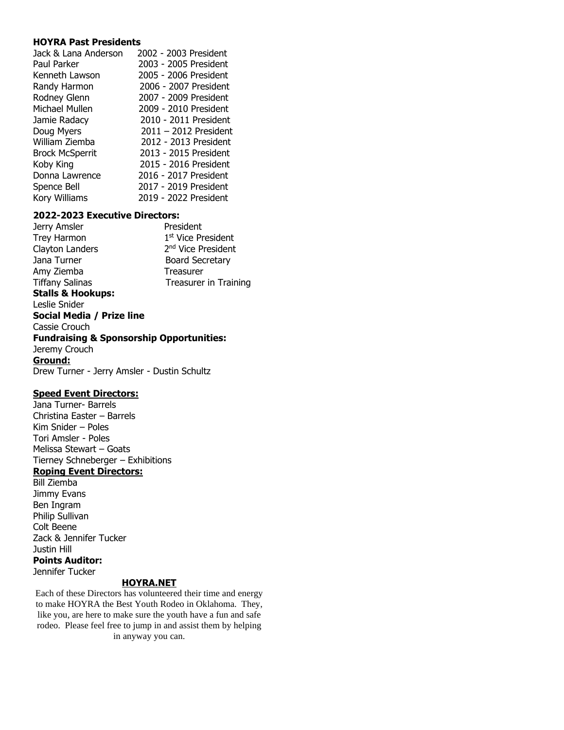**HOYRA Past Presidents**

| | |
|---|---|
| Jack & Lana Anderson | 2002 - 2003 President |
| Paul Parker | 2003 - 2005 President |
| Kenneth Lawson | 2005 - 2006 President |
| Randy Harmon | 2006 - 2007 President |
| Rodney Glenn | 2007 - 2009 President |
| Michael Mullen | 2009 - 2010 President |
| Jamie Radacy | 2010 - 2011 President |
| Doug Myers | 2011 – 2012 President |
| William Ziemba | 2012 - 2013 President |
| Brock McSperrit | 2013 - 2015 President |
| Koby King | 2015 - 2016 President |
| Donna Lawrence | 2016 - 2017 President |
| Spence Bell | 2017 - 2019 President |
| Kory Williams | 2019 - 2022 President |

**2022-2023 Executive Directors:**

| | |
|---|---|
| Jerry Amsler | President |
| Trey Harmon | 1st Vice President |
| Clayton Landers | 2nd Vice President |
| Jana Turner | Board Secretary |
| Amy Ziemba | Treasurer |
| Tiffany Salinas | Treasurer in Training |

**Stalls & Hookups:**
Leslie Snider

**Social Media / Prize line**
Cassie Crouch

**Fundraising & Sponsorship Opportunities:**
Jeremy Crouch

**Ground:**
Drew Turner - Jerry Amsler - Dustin Schultz

**Speed Event Directors:**
Jana Turner- Barrels
Christina Easter – Barrels
Kim Snider – Poles
Tori Amsler - Poles
Melissa Stewart – Goats
Tierney Schneberger – Exhibitions

**Roping Event Directors:**
Bill Ziemba
Jimmy Evans
Ben Ingram
Philip Sullivan
Colt Beene
Zack & Jennifer Tucker
Justin Hill

**Points Auditor:**
Jennifer Tucker

**HOYRA.NET**

Each of these Directors has volunteered their time and energy to make HOYRA the Best Youth Rodeo in Oklahoma. They, like you, are here to make sure the youth have a fun and safe rodeo. Please feel free to jump in and assist them by helping in anyway you can.